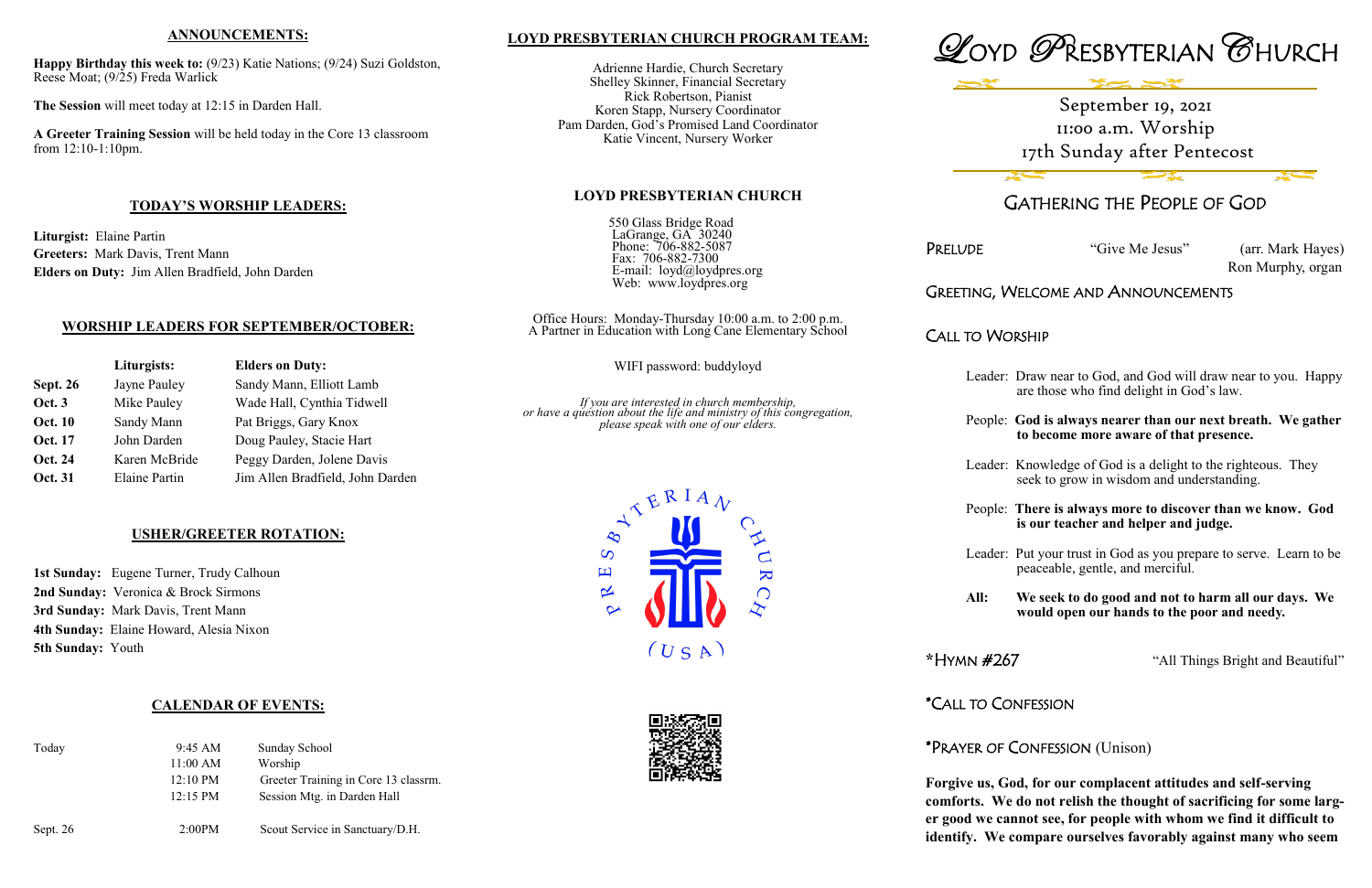## ANNOUNCEMENTS:

**Happy Birthday this week to:** (9/23) Katie Nations; (9/24) Suzi Goldston, Reese Moat; (9/25) Freda Warlick

**The Session** will meet today at 12:15 in Darden Hall.

**A Greeter Training Session** will be held today in the Core 13 classroom from 12:10-1:10pm.

## TODAY'S WORSHIP LEADERS:

**Liturgist:** Elaine Partin
**Greeters:** Mark Davis, Trent Mann
**Elders on Duty:** Jim Allen Bradfield, John Darden

## WORSHIP LEADERS FOR SEPTEMBER/OCTOBER:

| | Liturgists: | Elders on Duty: |
|---|---|---|
| **Sept. 26** | Jayne Pauley | Sandy Mann, Elliott Lamb |
| **Oct. 3** | Mike Pauley | Wade Hall, Cynthia Tidwell |
| **Oct. 10** | Sandy Mann | Pat Briggs, Gary Knox |
| **Oct. 17** | John Darden | Doug Pauley, Stacie Hart |
| **Oct. 24** | Karen McBride | Peggy Darden, Jolene Davis |
| **Oct. 31** | Elaine Partin | Jim Allen Bradfield, John Darden |

## USHER/GREETER ROTATION:

**1st Sunday:** Eugene Turner, Trudy Calhoun
**2nd Sunday:** Veronica & Brock Sirmons
**3rd Sunday:** Mark Davis, Trent Mann
**4th Sunday:** Elaine Howard, Alesia Nixon
**5th Sunday:** Youth

## CALENDAR OF EVENTS:

| | | |
|---|---|---|
| Today | 9:45 AM | Sunday School |
| | 11:00 AM | Worship |
| | 12:10 PM | Greeter Training in Core 13 classrm. |
| | 12:15 PM | Session Mtg. in Darden Hall |
| Sept. 26 | 2:00PM | Scout Service in Sanctuary/D.H. |

## LOYD PRESBYTERIAN CHURCH PROGRAM TEAM:

Adrienne Hardie, Church Secretary
Shelley Skinner, Financial Secretary
Rick Robertson, Pianist
Koren Stapp, Nursery Coordinator
Pam Darden, God's Promised Land Coordinator
Katie Vincent, Nursery Worker

## LOYD PRESBYTERIAN CHURCH

550 Glass Bridge Road
LaGrange, GA 30240
Phone: 706-882-5087
Fax: 706-882-7300
E-mail: loyd@loydpres.org
Web: www.loydpres.org

Office Hours: Monday-Thursday 10:00 a.m. to 2:00 p.m.
A Partner in Education with Long Cane Elementary School

WIFI password: buddyloyd

*If you are interested in church membership, or have a question about the life and ministry of this congregation, please speak with one of our elders.*

# LOYD PRESBYTERIAN CHURCH

September 19, 2021
11:00 a.m. Worship
17th Sunday after Pentecost

## GATHERING THE PEOPLE OF GOD

PRELUDE — "Give Me Jesus" (arr. Mark Hayes)
Ron Murphy, organ

GREETING, WELCOME AND ANNOUNCEMENTS

CALL TO WORSHIP

Leader: Draw near to God, and God will draw near to you. Happy are those who find delight in God's law.

People: **God is always nearer than our next breath. We gather to become more aware of that presence.**

Leader: Knowledge of God is a delight to the righteous. They seek to grow in wisdom and understanding.

People: **There is always more to discover than we know. God is our teacher and helper and judge.**

Leader: Put your trust in God as you prepare to serve. Learn to be peaceable, gentle, and merciful.

**All: We seek to do good and not to harm all our days. We would open our hands to the poor and needy.**

*HYMN #267 — "All Things Bright and Beautiful"

*CALL TO CONFESSION

*PRAYER OF CONFESSION (Unison)

**Forgive us, God, for our complacent attitudes and self-serving comforts. We do not relish the thought of sacrificing for some larger good we cannot see, for people with whom we find it difficult to identify. We compare ourselves favorably against many who seem**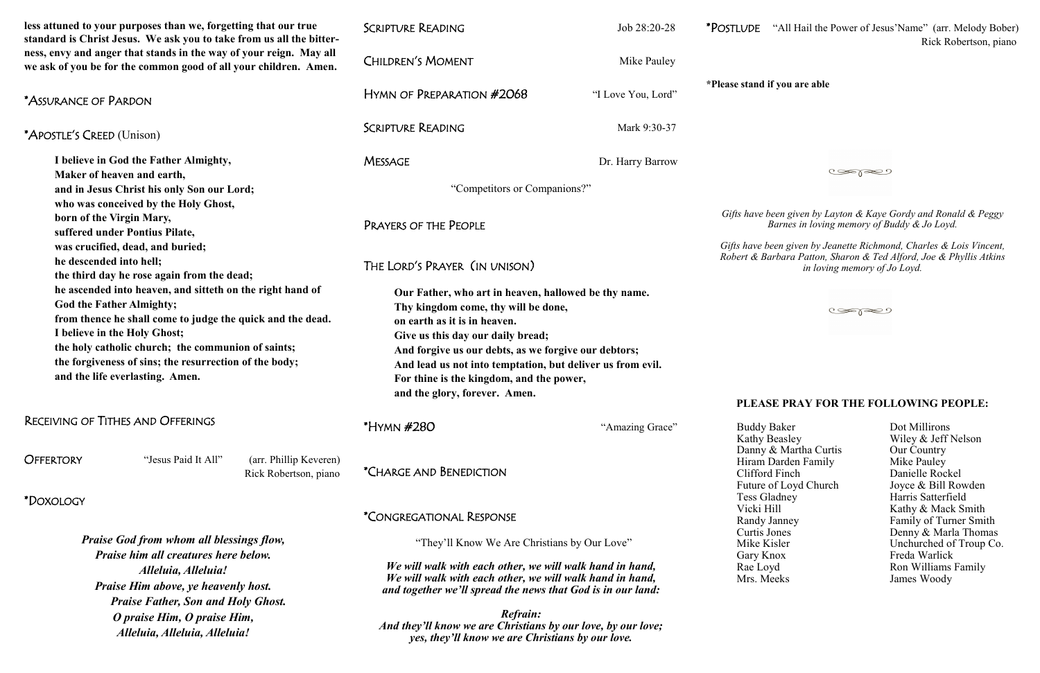**less attuned to your purposes than we, forgetting that our true standard is Christ Jesus. We ask you to take from us all the bitterness, envy and anger that stands in the way of your reign. May all we ask of you be for the common good of all your children. Amen.**

## *Assurance of Pardon

## *Apostle's Creed (Unison)

**I believe in God the Father Almighty,**
**Maker of heaven and earth,**
**and in Jesus Christ his only Son our Lord;**
**who was conceived by the Holy Ghost,**
**born of the Virgin Mary,**
**suffered under Pontius Pilate,**
**was crucified, dead, and buried;**
**he descended into hell;**
**the third day he rose again from the dead;**
**he ascended into heaven, and sitteth on the right hand of God the Father Almighty;**
**from thence he shall come to judge the quick and the dead.**
**I believe in the Holy Ghost;**
**the holy catholic church; the communion of saints;**
**the forgiveness of sins; the resurrection of the body;**
**and the life everlasting. Amen.**

## Receiving of Tithes and Offerings

**Offertory** "Jesus Paid It All" (arr. Phillip Keveren)
Rick Robertson, piano

## *Doxology

***Praise God from whom all blessings flow,***
***Praise him all creatures here below.***
***Alleluia, Alleluia!***
***Praise Him above, ye heavenly host.***
***Praise Father, Son and Holy Ghost.***
***O praise Him, O praise Him,***
***Alleluia, Alleluia, Alleluia!***

## Scripture Reading — Job 28:20-28

## Children's Moment — Mike Pauley

## Hymn of Preparation #2068 — "I Love You, Lord"

## Scripture Reading — Mark 9:30-37

## Message — Dr. Harry Barrow

"Competitors or Companions?"

## Prayers of the People

## The Lord's Prayer (in unison)

**Our Father, who art in heaven, hallowed be thy name.**
**Thy kingdom come, thy will be done,**
**on earth as it is in heaven.**
**Give us this day our daily bread;**
**And forgive us our debts, as we forgive our debtors;**
**And lead us not into temptation, but deliver us from evil.**
**For thine is the kingdom, and the power,**
**and the glory, forever. Amen.**

## *Hymn #280 — "Amazing Grace"

## *Charge and Benediction

## *Congregational Response

"They'll Know We Are Christians by Our Love"

***We will walk with each other, we will walk hand in hand,***
***We will walk with each other, we will walk hand in hand,***
***and together we'll spread the news that God is in our land:***

***Refrain:***
***And they'll know we are Christians by our love, by our love;***
***yes, they'll know we are Christians by our love.***

## *Postlude — "All Hail the Power of Jesus' Name" (arr. Melody Bober)
Rick Robertson, piano

**\*Please stand if you are able**

*Gifts have been given by Layton & Kaye Gordy and Ronald & Peggy Barnes in loving memory of Buddy & Jo Loyd.*

*Gifts have been given by Jeanette Richmond, Charles & Lois Vincent, Robert & Barbara Patton, Sharon & Ted Alford, Joe & Phyllis Atkins in loving memory of Jo Loyd.*

## PLEASE PRAY FOR THE FOLLOWING PEOPLE:

- Buddy Baker
- Kathy Beasley
- Danny & Martha Curtis
- Hiram Darden Family
- Clifford Finch
- Future of Loyd Church
- Tess Gladney
- Vicki Hill
- Randy Janney
- Curtis Jones
- Mike Kisler
- Gary Knox
- Rae Loyd
- Mrs. Meeks
- Dot Millirons
- Wiley & Jeff Nelson
- Our Country
- Mike Pauley
- Danielle Rockel
- Joyce & Bill Rowden
- Harris Satterfield
- Kathy & Mack Smith
- Family of Turner Smith
- Denny & Marla Thomas
- Unchurched of Troup Co.
- Freda Warlick
- Ron Williams Family
- James Woody